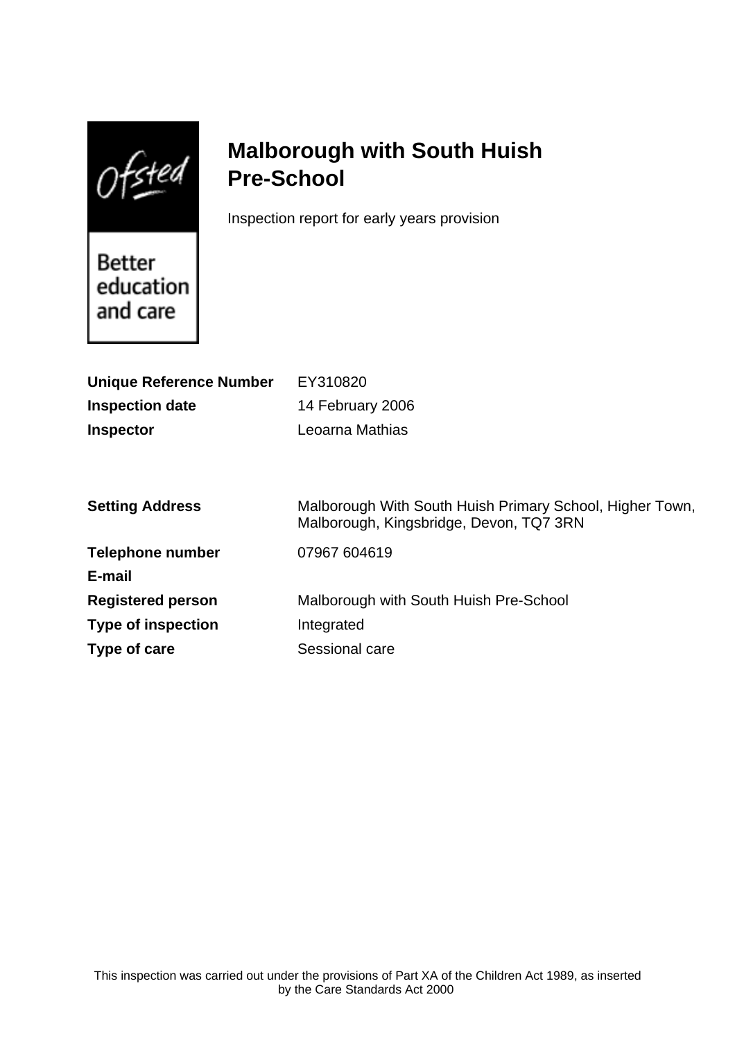Ofsted

Better education and care

# Malborough with South Huish Pre-School

Inspection report for early years provision

| | |
|---|---|
| **Unique Reference Number** | EY310820 |
| **Inspection date** | 14 February 2006 |
| **Inspector** | Leoarna Mathias |

| | |
|---|---|
| **Setting Address** | Malborough With South Huish Primary School, Higher Town, Malborough, Kingsbridge, Devon, TQ7 3RN |
| **Telephone number** | 07967 604619 |
| **E-mail** | |
| **Registered person** | Malborough with South Huish Pre-School |
| **Type of inspection** | Integrated |
| **Type of care** | Sessional care |

This inspection was carried out under the provisions of Part XA of the Children Act 1989, as inserted by the Care Standards Act 2000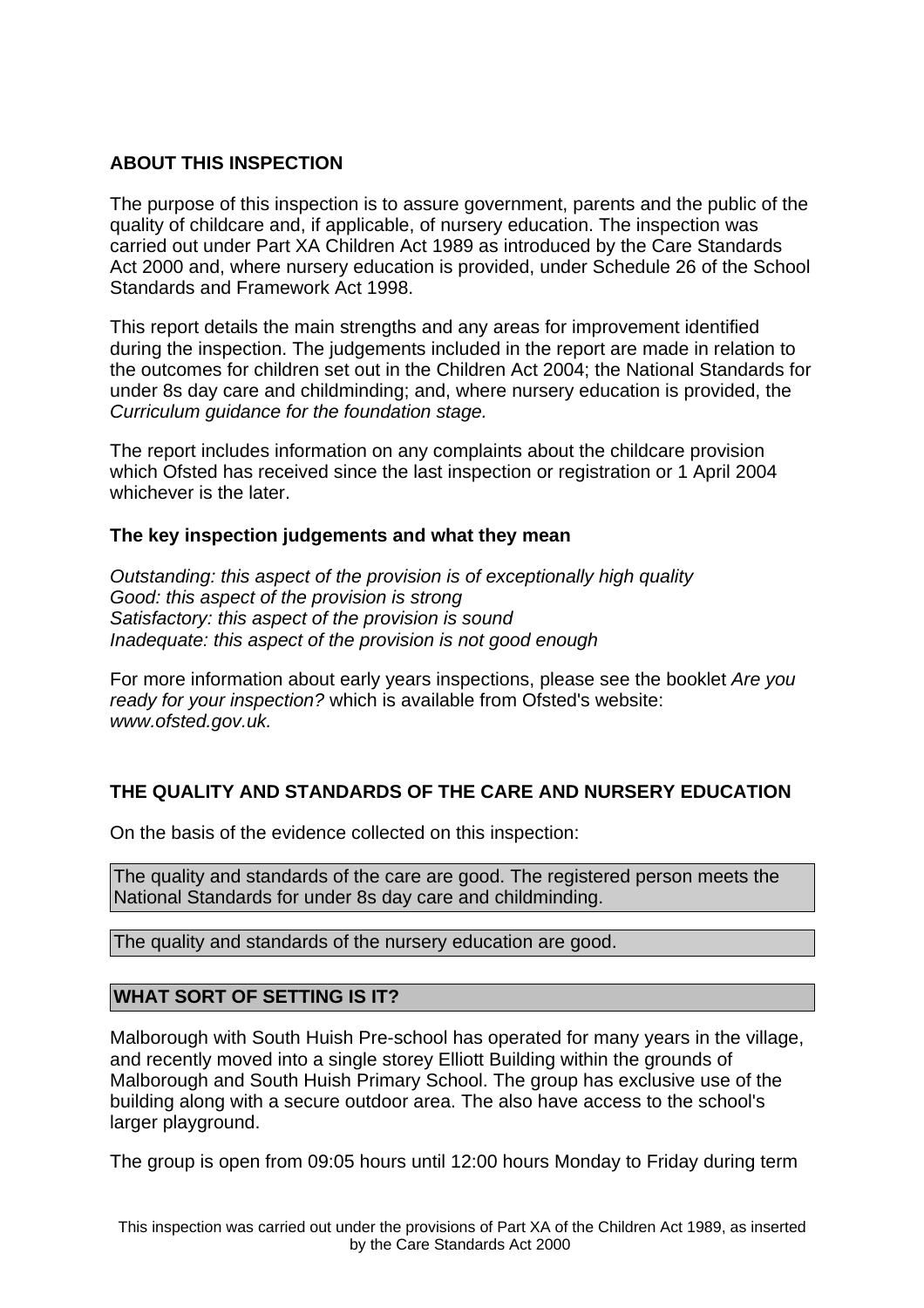## ABOUT THIS INSPECTION

The purpose of this inspection is to assure government, parents and the public of the quality of childcare and, if applicable, of nursery education. The inspection was carried out under Part XA Children Act 1989 as introduced by the Care Standards Act 2000 and, where nursery education is provided, under Schedule 26 of the School Standards and Framework Act 1998.

This report details the main strengths and any areas for improvement identified during the inspection. The judgements included in the report are made in relation to the outcomes for children set out in the Children Act 2004; the National Standards for under 8s day care and childminding; and, where nursery education is provided, the *Curriculum guidance for the foundation stage.*

The report includes information on any complaints about the childcare provision which Ofsted has received since the last inspection or registration or 1 April 2004 whichever is the later.

### The key inspection judgements and what they mean

*Outstanding: this aspect of the provision is of exceptionally high quality*
*Good: this aspect of the provision is strong*
*Satisfactory: this aspect of the provision is sound*
*Inadequate: this aspect of the provision is not good enough*

For more information about early years inspections, please see the booklet *Are you ready for your inspection?* which is available from Ofsted's website: *www.ofsted.gov.uk.*

## THE QUALITY AND STANDARDS OF THE CARE AND NURSERY EDUCATION

On the basis of the evidence collected on this inspection:

The quality and standards of the care are good. The registered person meets the National Standards for under 8s day care and childminding.

The quality and standards of the nursery education are good.

## WHAT SORT OF SETTING IS IT?

Malborough with South Huish Pre-school has operated for many years in the village, and recently moved into a single storey Elliott Building within the grounds of Malborough and South Huish Primary School. The group has exclusive use of the building along with a secure outdoor area. The also have access to the school's larger playground.

The group is open from 09:05 hours until 12:00 hours Monday to Friday during term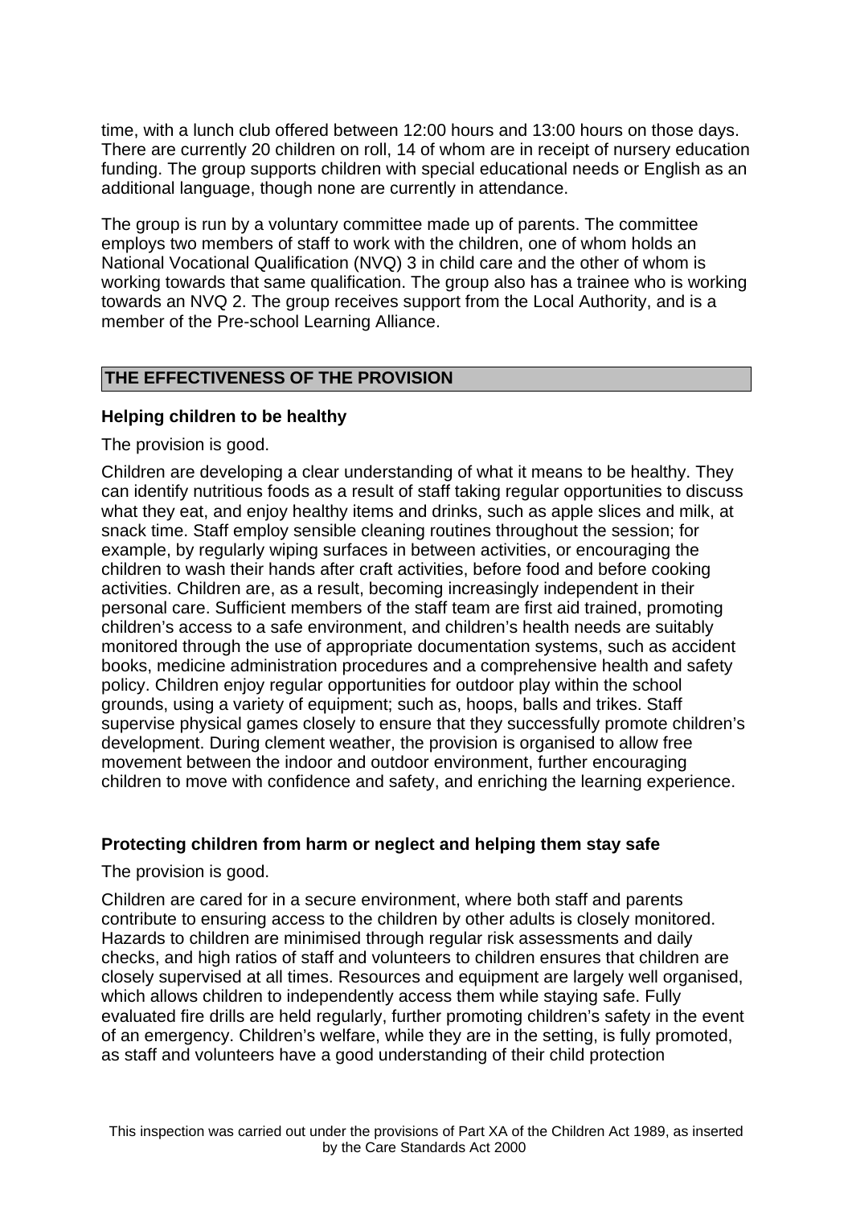time, with a lunch club offered between 12:00 hours and 13:00 hours on those days. There are currently 20 children on roll, 14 of whom are in receipt of nursery education funding. The group supports children with special educational needs or English as an additional language, though none are currently in attendance.

The group is run by a voluntary committee made up of parents. The committee employs two members of staff to work with the children, one of whom holds an National Vocational Qualification (NVQ) 3 in child care and the other of whom is working towards that same qualification. The group also has a trainee who is working towards an NVQ 2. The group receives support from the Local Authority, and is a member of the Pre-school Learning Alliance.

## THE EFFECTIVENESS OF THE PROVISION

### Helping children to be healthy

The provision is good.

Children are developing a clear understanding of what it means to be healthy. They can identify nutritious foods as a result of staff taking regular opportunities to discuss what they eat, and enjoy healthy items and drinks, such as apple slices and milk, at snack time. Staff employ sensible cleaning routines throughout the session; for example, by regularly wiping surfaces in between activities, or encouraging the children to wash their hands after craft activities, before food and before cooking activities. Children are, as a result, becoming increasingly independent in their personal care. Sufficient members of the staff team are first aid trained, promoting children's access to a safe environment, and children's health needs are suitably monitored through the use of appropriate documentation systems, such as accident books, medicine administration procedures and a comprehensive health and safety policy. Children enjoy regular opportunities for outdoor play within the school grounds, using a variety of equipment; such as, hoops, balls and trikes. Staff supervise physical games closely to ensure that they successfully promote children's development. During clement weather, the provision is organised to allow free movement between the indoor and outdoor environment, further encouraging children to move with confidence and safety, and enriching the learning experience.

### Protecting children from harm or neglect and helping them stay safe

The provision is good.

Children are cared for in a secure environment, where both staff and parents contribute to ensuring access to the children by other adults is closely monitored. Hazards to children are minimised through regular risk assessments and daily checks, and high ratios of staff and volunteers to children ensures that children are closely supervised at all times. Resources and equipment are largely well organised, which allows children to independently access them while staying safe. Fully evaluated fire drills are held regularly, further promoting children's safety in the event of an emergency. Children's welfare, while they are in the setting, is fully promoted, as staff and volunteers have a good understanding of their child protection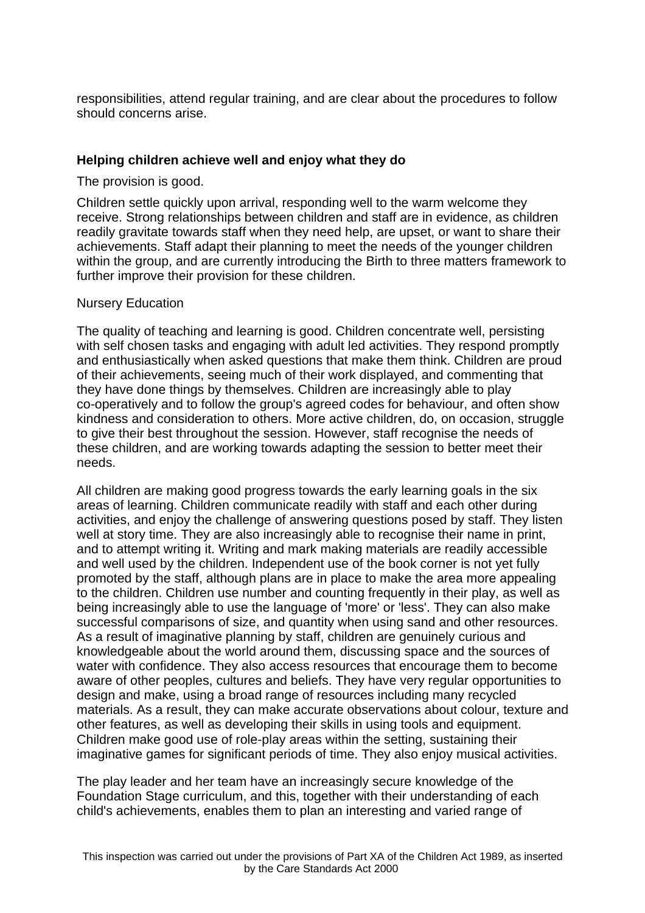responsibilities, attend regular training, and are clear about the procedures to follow should concerns arise.

## Helping children achieve well and enjoy what they do

The provision is good.

Children settle quickly upon arrival, responding well to the warm welcome they receive. Strong relationships between children and staff are in evidence, as children readily gravitate towards staff when they need help, are upset, or want to share their achievements. Staff adapt their planning to meet the needs of the younger children within the group, and are currently introducing the Birth to three matters framework to further improve their provision for these children.

Nursery Education

The quality of teaching and learning is good. Children concentrate well, persisting with self chosen tasks and engaging with adult led activities. They respond promptly and enthusiastically when asked questions that make them think. Children are proud of their achievements, seeing much of their work displayed, and commenting that they have done things by themselves. Children are increasingly able to play co-operatively and to follow the group's agreed codes for behaviour, and often show kindness and consideration to others. More active children, do, on occasion, struggle to give their best throughout the session. However, staff recognise the needs of these children, and are working towards adapting the session to better meet their needs.

All children are making good progress towards the early learning goals in the six areas of learning. Children communicate readily with staff and each other during activities, and enjoy the challenge of answering questions posed by staff. They listen well at story time. They are also increasingly able to recognise their name in print, and to attempt writing it. Writing and mark making materials are readily accessible and well used by the children. Independent use of the book corner is not yet fully promoted by the staff, although plans are in place to make the area more appealing to the children. Children use number and counting frequently in their play, as well as being increasingly able to use the language of 'more' or 'less'. They can also make successful comparisons of size, and quantity when using sand and other resources. As a result of imaginative planning by staff, children are genuinely curious and knowledgeable about the world around them, discussing space and the sources of water with confidence. They also access resources that encourage them to become aware of other peoples, cultures and beliefs. They have very regular opportunities to design and make, using a broad range of resources including many recycled materials. As a result, they can make accurate observations about colour, texture and other features, as well as developing their skills in using tools and equipment. Children make good use of role-play areas within the setting, sustaining their imaginative games for significant periods of time. They also enjoy musical activities.

The play leader and her team have an increasingly secure knowledge of the Foundation Stage curriculum, and this, together with their understanding of each child's achievements, enables them to plan an interesting and varied range of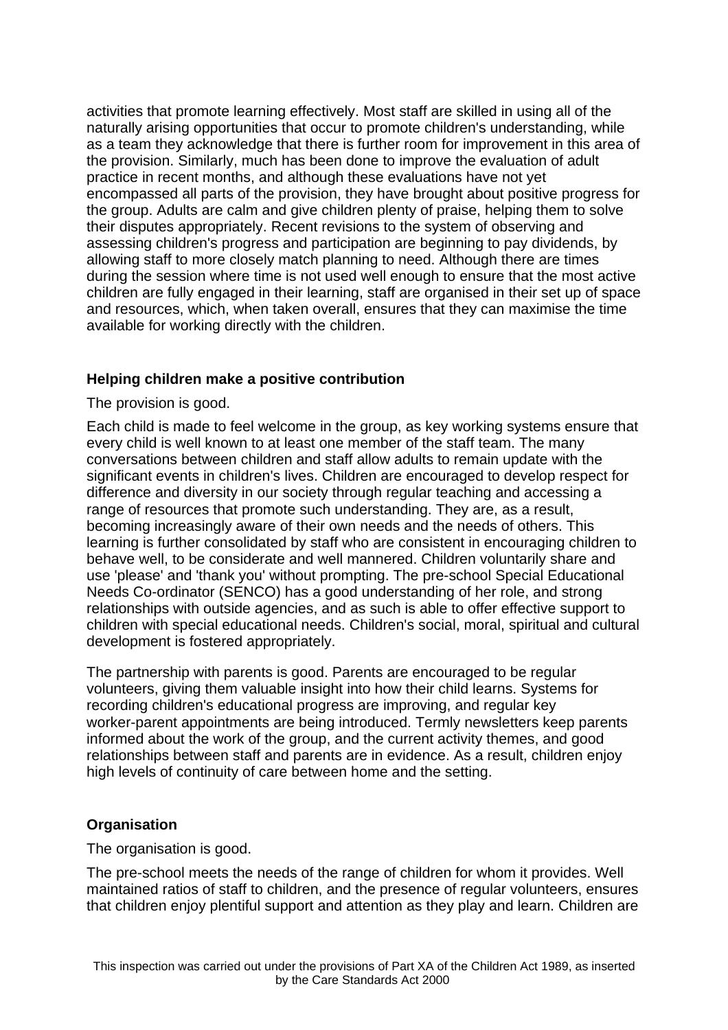activities that promote learning effectively. Most staff are skilled in using all of the naturally arising opportunities that occur to promote children's understanding, while as a team they acknowledge that there is further room for improvement in this area of the provision. Similarly, much has been done to improve the evaluation of adult practice in recent months, and although these evaluations have not yet encompassed all parts of the provision, they have brought about positive progress for the group. Adults are calm and give children plenty of praise, helping them to solve their disputes appropriately. Recent revisions to the system of observing and assessing children's progress and participation are beginning to pay dividends, by allowing staff to more closely match planning to need. Although there are times during the session where time is not used well enough to ensure that the most active children are fully engaged in their learning, staff are organised in their set up of space and resources, which, when taken overall, ensures that they can maximise the time available for working directly with the children.

**Helping children make a positive contribution**

The provision is good.

Each child is made to feel welcome in the group, as key working systems ensure that every child is well known to at least one member of the staff team. The many conversations between children and staff allow adults to remain update with the significant events in children's lives. Children are encouraged to develop respect for difference and diversity in our society through regular teaching and accessing a range of resources that promote such understanding. They are, as a result, becoming increasingly aware of their own needs and the needs of others. This learning is further consolidated by staff who are consistent in encouraging children to behave well, to be considerate and well mannered. Children voluntarily share and use 'please' and 'thank you' without prompting. The pre-school Special Educational Needs Co-ordinator (SENCO) has a good understanding of her role, and strong relationships with outside agencies, and as such is able to offer effective support to children with special educational needs. Children's social, moral, spiritual and cultural development is fostered appropriately.

The partnership with parents is good. Parents are encouraged to be regular volunteers, giving them valuable insight into how their child learns. Systems for recording children's educational progress are improving, and regular key worker-parent appointments are being introduced. Termly newsletters keep parents informed about the work of the group, and the current activity themes, and good relationships between staff and parents are in evidence. As a result, children enjoy high levels of continuity of care between home and the setting.

**Organisation**

The organisation is good.

The pre-school meets the needs of the range of children for whom it provides. Well maintained ratios of staff to children, and the presence of regular volunteers, ensures that children enjoy plentiful support and attention as they play and learn. Children are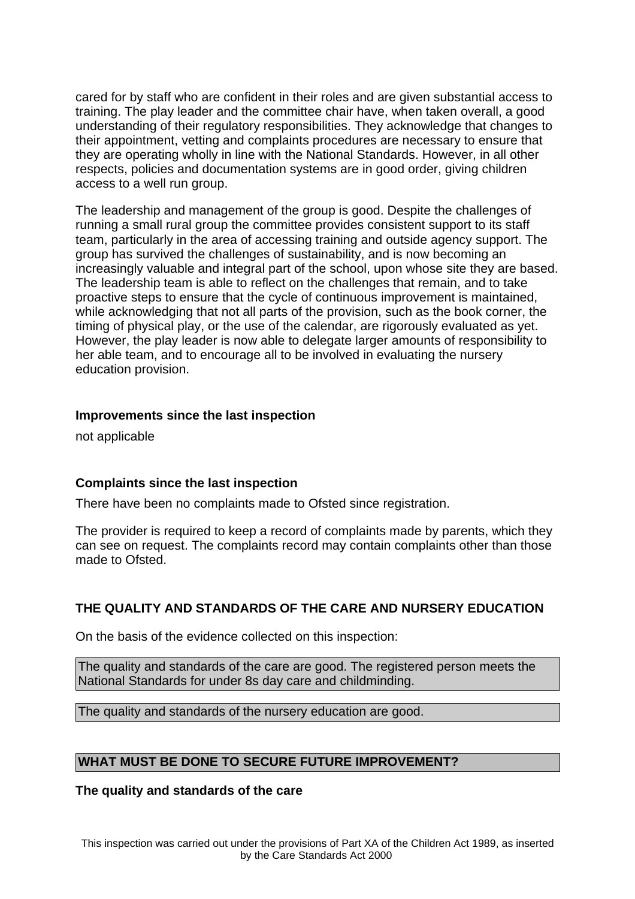cared for by staff who are confident in their roles and are given substantial access to training. The play leader and the committee chair have, when taken overall, a good understanding of their regulatory responsibilities. They acknowledge that changes to their appointment, vetting and complaints procedures are necessary to ensure that they are operating wholly in line with the National Standards. However, in all other respects, policies and documentation systems are in good order, giving children access to a well run group.

The leadership and management of the group is good. Despite the challenges of running a small rural group the committee provides consistent support to its staff team, particularly in the area of accessing training and outside agency support. The group has survived the challenges of sustainability, and is now becoming an increasingly valuable and integral part of the school, upon whose site they are based. The leadership team is able to reflect on the challenges that remain, and to take proactive steps to ensure that the cycle of continuous improvement is maintained, while acknowledging that not all parts of the provision, such as the book corner, the timing of physical play, or the use of the calendar, are rigorously evaluated as yet. However, the play leader is now able to delegate larger amounts of responsibility to her able team, and to encourage all to be involved in evaluating the nursery education provision.

**Improvements since the last inspection**

not applicable

**Complaints since the last inspection**

There have been no complaints made to Ofsted since registration.

The provider is required to keep a record of complaints made by parents, which they can see on request. The complaints record may contain complaints other than those made to Ofsted.

## THE QUALITY AND STANDARDS OF THE CARE AND NURSERY EDUCATION

On the basis of the evidence collected on this inspection:

The quality and standards of the care are good. The registered person meets the National Standards for under 8s day care and childminding.

The quality and standards of the nursery education are good.

## WHAT MUST BE DONE TO SECURE FUTURE IMPROVEMENT?

**The quality and standards of the care**

This inspection was carried out under the provisions of Part XA of the Children Act 1989, as inserted by the Care Standards Act 2000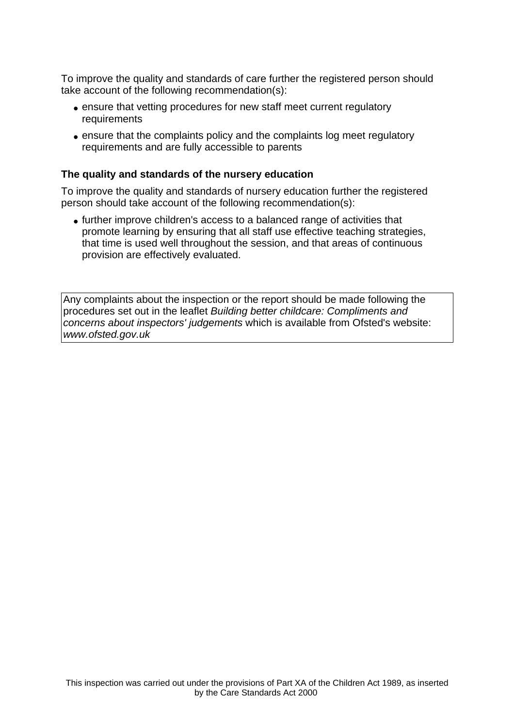To improve the quality and standards of care further the registered person should take account of the following recommendation(s):

- ensure that vetting procedures for new staff meet current regulatory requirements
- ensure that the complaints policy and the complaints log meet regulatory requirements and are fully accessible to parents

**The quality and standards of the nursery education**

To improve the quality and standards of nursery education further the registered person should take account of the following recommendation(s):

- further improve children's access to a balanced range of activities that promote learning by ensuring that all staff use effective teaching strategies, that time is used well throughout the session, and that areas of continuous provision are effectively evaluated.

Any complaints about the inspection or the report should be made following the procedures set out in the leaflet *Building better childcare: Compliments and concerns about inspectors' judgements* which is available from Ofsted's website: *www.ofsted.gov.uk*

This inspection was carried out under the provisions of Part XA of the Children Act 1989, as inserted by the Care Standards Act 2000